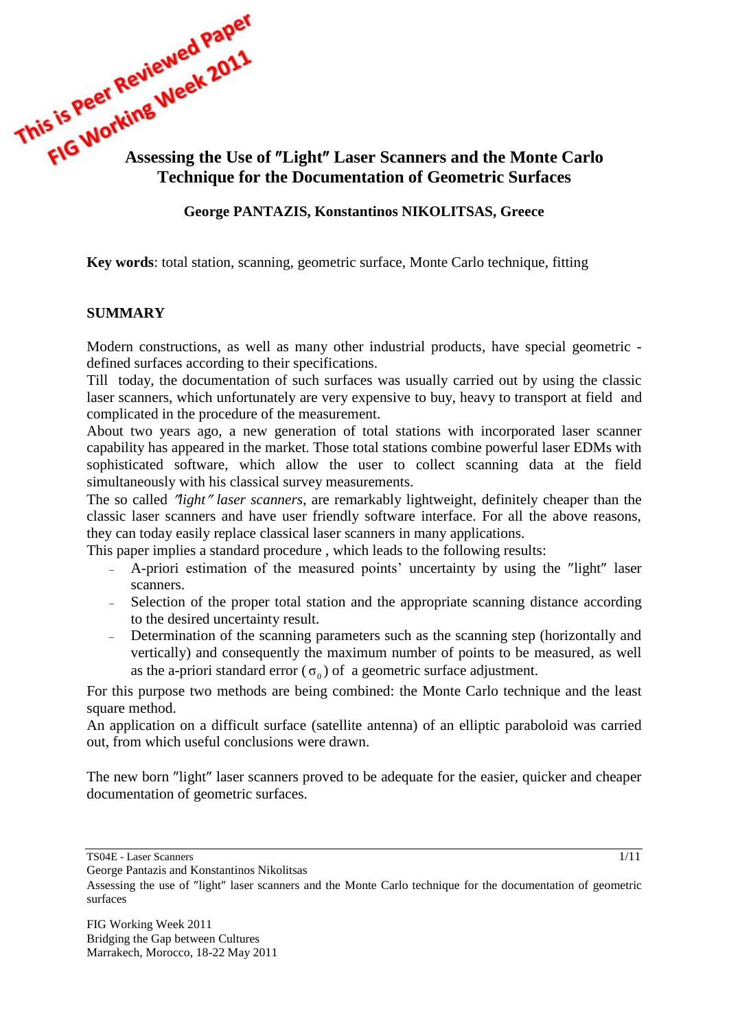This is Peer Reviewed Paper
FIG Working Week 2011

# Assessing the Use of ″Light″ Laser Scanners and the Monte Carlo Technique for the Documentation of Geometric Surfaces

**George PANTAZIS, Konstantinos NIKOLITSAS, Greece**

**Key words**: total station, scanning, geometric surface, Monte Carlo technique, fitting

## SUMMARY

Modern constructions, as well as many other industrial products, have special geometric - defined surfaces according to their specifications.

Till today, the documentation of such surfaces was usually carried out by using the classic laser scanners, which unfortunately are very expensive to buy, heavy to transport at field and complicated in the procedure of the measurement.

About two years ago, a new generation of total stations with incorporated laser scanner capability has appeared in the market. Those total stations combine powerful laser EDMs with sophisticated software, which allow the user to collect scanning data at the field simultaneously with his classical survey measurements.

The so called *″light″ laser scanners*, are remarkably lightweight, definitely cheaper than the classic laser scanners and have user friendly software interface. For all the above reasons, they can today easily replace classical laser scanners in many applications.

This paper implies a standard procedure , which leads to the following results:

- A-priori estimation of the measured points' uncertainty by using the ″light″ laser scanners.
- Selection of the proper total station and the appropriate scanning distance according to the desired uncertainty result.
- Determination of the scanning parameters such as the scanning step (horizontally and vertically) and consequently the maximum number of points to be measured, as well as the a-priori standard error ($\sigma_0$) of a geometric surface adjustment.

For this purpose two methods are being combined: the Monte Carlo technique and the least square method.

An application on a difficult surface (satellite antenna) of an elliptic paraboloid was carried out, from which useful conclusions were drawn.

The new born ″light″ laser scanners proved to be adequate for the easier, quicker and cheaper documentation of geometric surfaces.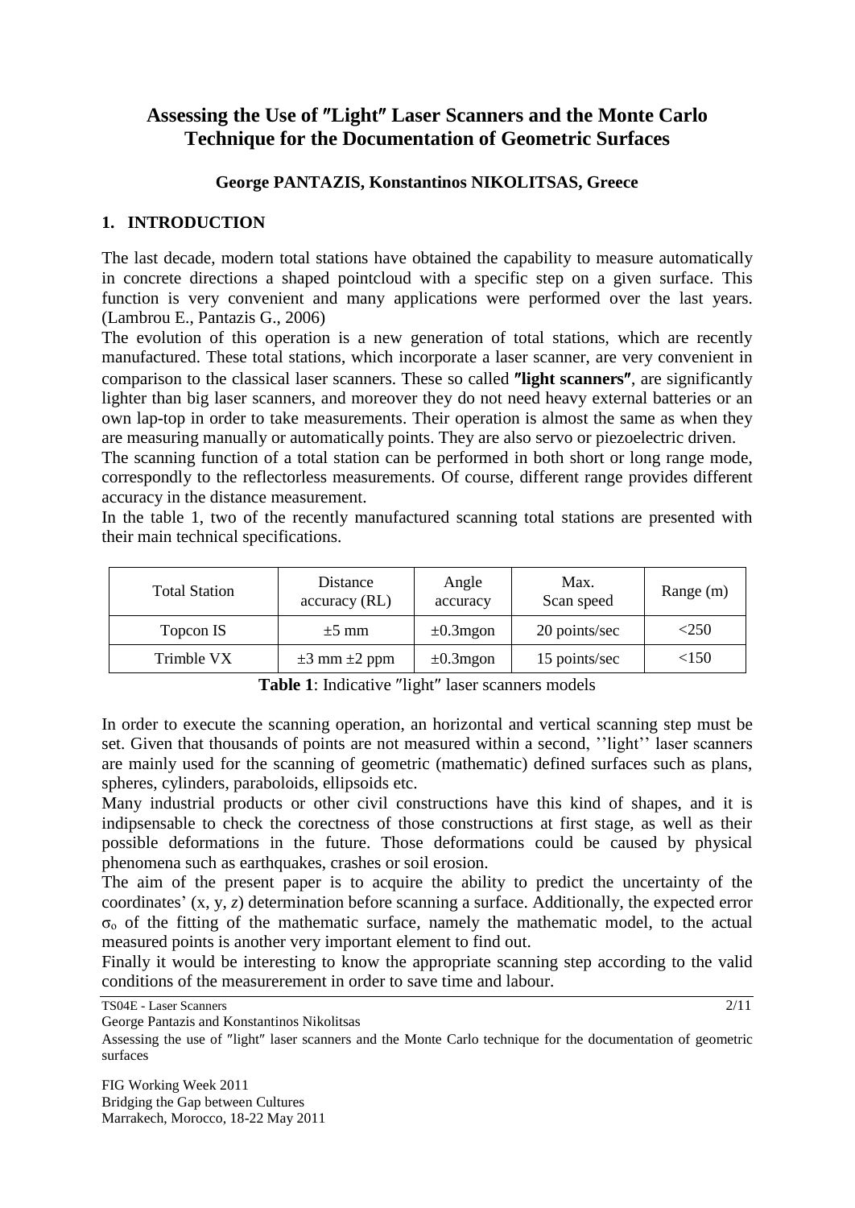# Assessing the Use of ″Light″ Laser Scanners and the Monte Carlo Technique for the Documentation of Geometric Surfaces

**George PANTAZIS, Konstantinos NIKOLITSAS, Greece**

## 1. INTRODUCTION

The last decade, modern total stations have obtained the capability to measure automatically in concrete directions a shaped pointcloud with a specific step on a given surface. This function is very convenient and many applications were performed over the last years. (Lambrou E., Pantazis G., 2006)

The evolution of this operation is a new generation of total stations, which are recently manufactured. These total stations, which incorporate a laser scanner, are very convenient in comparison to the classical laser scanners. These so called **″light scanners″**, are significantly lighter than big laser scanners, and moreover they do not need heavy external batteries or an own lap-top in order to take measurements. Their operation is almost the same as when they are measuring manually or automatically points. They are also servo or piezoelectric driven.

The scanning function of a total station can be performed in both short or long range mode, correspondly to the reflectorless measurements. Of course, different range provides different accuracy in the distance measurement.

In the table 1, two of the recently manufactured scanning total stations are presented with their main technical specifications.

| Total Station | Distance accuracy (RL) | Angle accuracy | Max. Scan speed | Range (m) |
|---|---|---|---|---|
| Topcon IS | ±5 mm | ±0.3mgon | 20 points/sec | <250 |
| Trimble VX | ±3 mm ±2 ppm | ±0.3mgon | 15 points/sec | <150 |

**Table 1**: Indicative ″light″ laser scanners models

In order to execute the scanning operation, an horizontal and vertical scanning step must be set. Given that thousands of points are not measured within a second, ''light'' laser scanners are mainly used for the scanning of geometric (mathematic) defined surfaces such as plans, spheres, cylinders, paraboloids, ellipsoids etc.

Many industrial products or other civil constructions have this kind of shapes, and it is indipsensable to check the corectness of those constructions at first stage, as well as their possible deformations in the future. Those deformations could be caused by physical phenomena such as earthquakes, crashes or soil erosion.

The aim of the present paper is to acquire the ability to predict the uncertainty of the coordinates' (x, y, *z*) determination before scanning a surface. Additionally, the expected error $\sigma_o$ of the fitting of the mathematic surface, namely the mathematic model, to the actual measured points is another very important element to find out.

Finally it would be interesting to know the appropriate scanning step according to the valid conditions of the measurerement in order to save time and labour.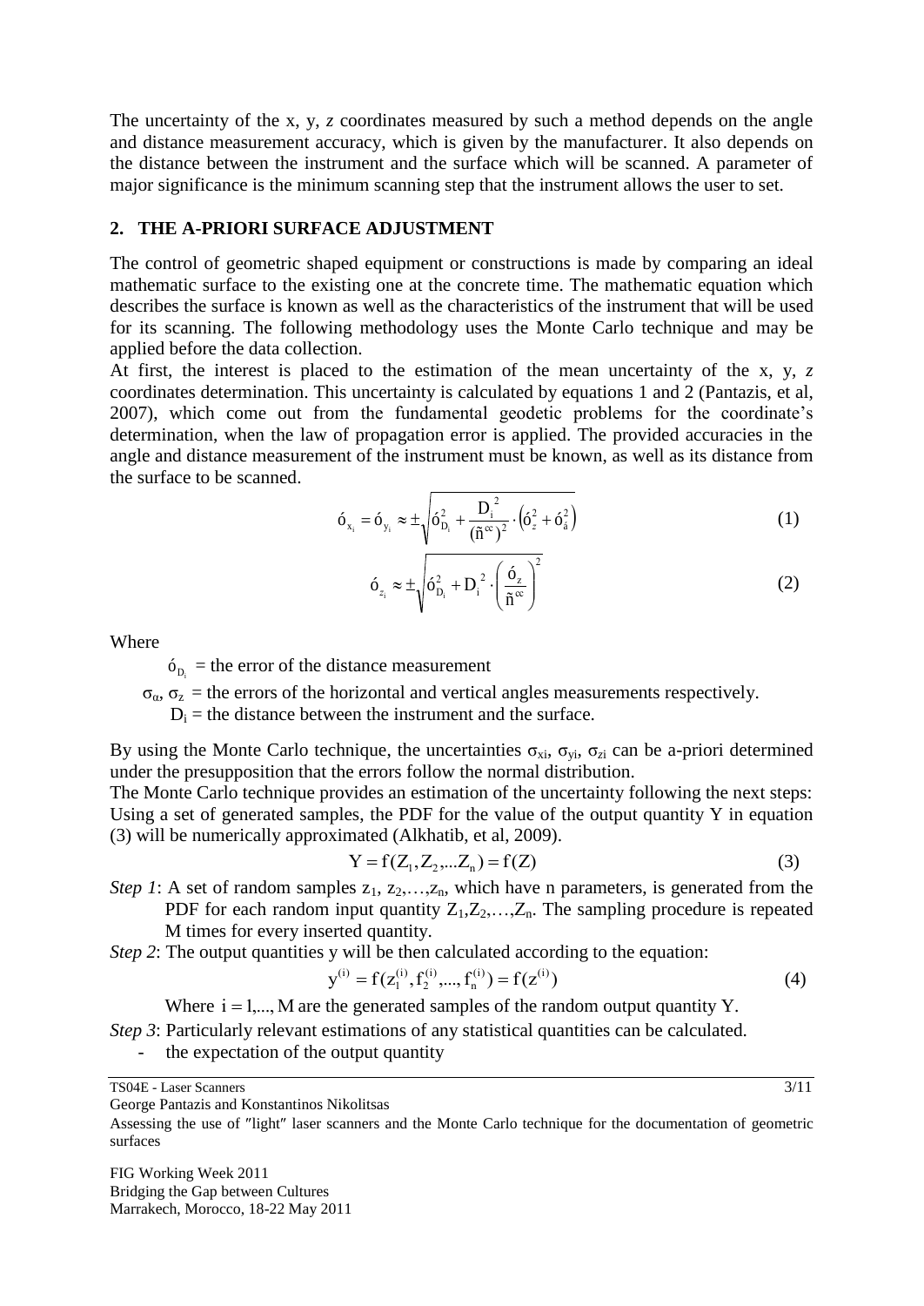The uncertainty of the x, y, *z* coordinates measured by such a method depends on the angle and distance measurement accuracy, which is given by the manufacturer. It also depends on the distance between the instrument and the surface which will be scanned. A parameter of major significance is the minimum scanning step that the instrument allows the user to set.

## 2. THE A-PRIORI SURFACE ADJUSTMENT

The control of geometric shaped equipment or constructions is made by comparing an ideal mathematic surface to the existing one at the concrete time. The mathematic equation which describes the surface is known as well as the characteristics of the instrument that will be used for its scanning. The following methodology uses the Monte Carlo technique and may be applied before the data collection.

At first, the interest is placed to the estimation of the mean uncertainty of the x, y, *z* coordinates determination. This uncertainty is calculated by equations 1 and 2 (Pantazis, et al, 2007), which come out from the fundamental geodetic problems for the coordinate's determination, when the law of propagation error is applied. The provided accuracies in the angle and distance measurement of the instrument must be known, as well as its distance from the surface to be scanned.

$$\sigma_{x_i} = \sigma_{y_i} \approx \pm\sqrt{\sigma_{D_i}^2 + \frac{D_i^{\,2}}{(\rho^{cc})^2}\cdot\left(\sigma_z^2 + \sigma_\alpha^2\right)} \tag{1}$$

$$\sigma_{z_i} \approx \pm\sqrt{\sigma_{D_i}^2 + D_i^{\,2}\cdot\left(\frac{\sigma_z}{\rho^{cc}}\right)^2} \tag{2}$$

Where

$\sigma_{D_i}$ = the error of the distance measurement

$\sigma_\alpha$, $\sigma_z$ = the errors of the horizontal and vertical angles measurements respectively.

$D_i$ = the distance between the instrument and the surface.

By using the Monte Carlo technique, the uncertainties $\sigma_{xi}$, $\sigma_{yi}$, $\sigma_{zi}$ can be a-priori determined under the presupposition that the errors follow the normal distribution.

The Monte Carlo technique provides an estimation of the uncertainty following the next steps: Using a set of generated samples, the PDF for the value of the output quantity Y in equation (3) will be numerically approximated (Alkhatib, et al, 2009).

$$Y = f(Z_1, Z_2, ... Z_n) = f(Z) \tag{3}$$

*Step 1*: A set of random samples $z_1, z_2, \ldots, z_n$, which have n parameters, is generated from the PDF for each random input quantity $Z_1, Z_2, \ldots, Z_n$. The sampling procedure is repeated M times for every inserted quantity.

*Step 2*: The output quantities y will be then calculated according to the equation:

$$y^{(i)} = f(z_1^{(i)}, f_2^{(i)}, ..., f_n^{(i)}) = f(z^{(i)}) \tag{4}$$

Where $i = 1, ..., M$ are the generated samples of the random output quantity Y.

*Step 3*: Particularly relevant estimations of any statistical quantities can be calculated.

- the expectation of the output quantity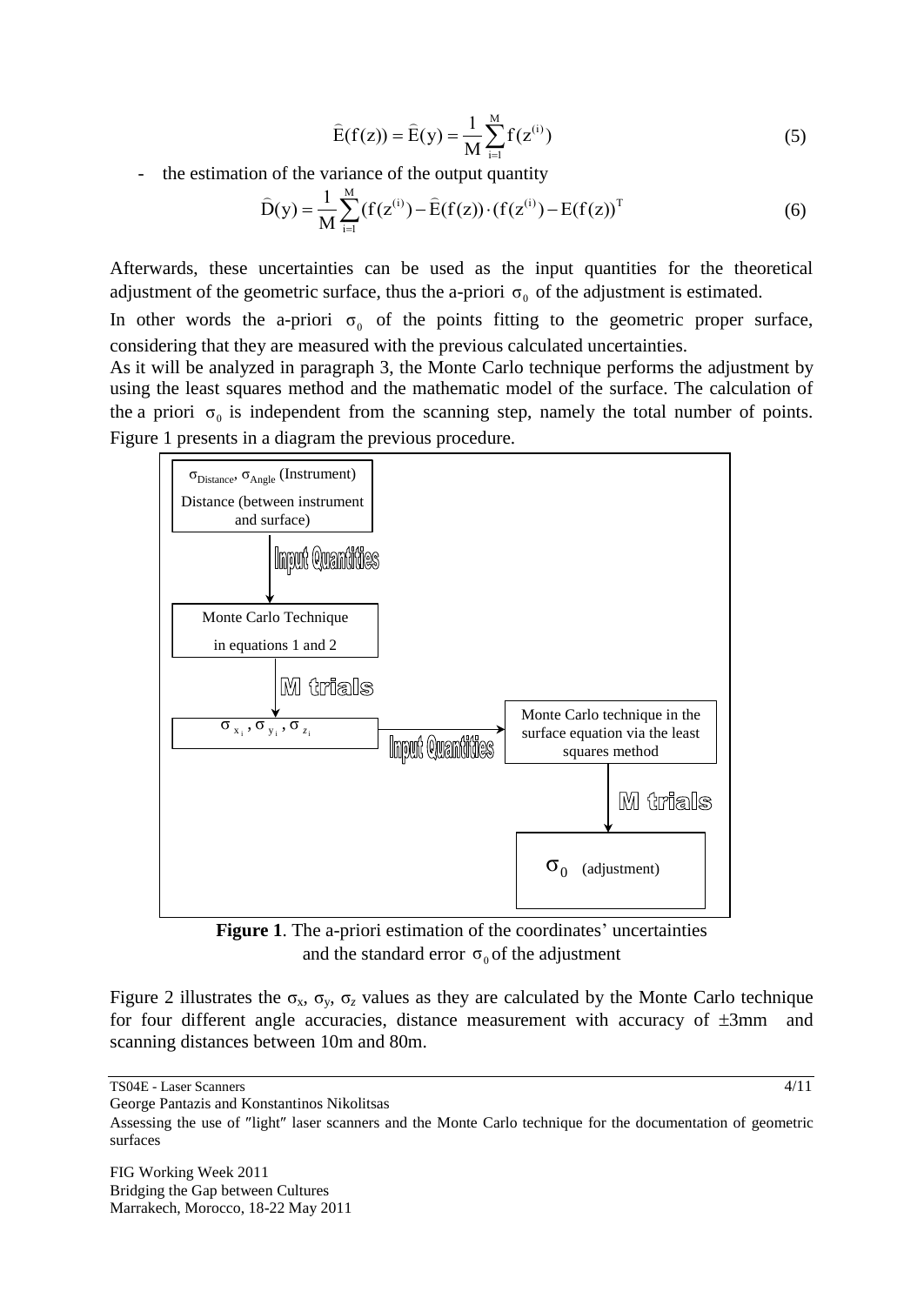$$\widehat{E}(f(z)) = \widehat{E}(y) = \frac{1}{M}\sum_{i=1}^{M} f(z^{(i)}) \tag{5}$$

- the estimation of the variance of the output quantity

$$\widehat{D}(y) = \frac{1}{M}\sum_{i=1}^{M} (f(z^{(i)}) - \widehat{E}(f(z)) \cdot (f(z^{(i)}) - E(f(z))^{T} \tag{6}$$

Afterwards, these uncertainties can be used as the input quantities for the theoretical adjustment of the geometric surface, thus the a-priori $\sigma_0$ of the adjustment is estimated.

In other words the a-priori $\sigma_0$ of the points fitting to the geometric proper surface, considering that they are measured with the previous calculated uncertainties.

As it will be analyzed in paragraph 3, the Monte Carlo technique performs the adjustment by using the least squares method and the mathematic model of the surface. The calculation of the a priori $\sigma_0$ is independent from the scanning step, namely the total number of points. Figure 1 presents in a diagram the previous procedure.

$\sigma_{Distance}$, $\sigma_{Angle}$ (Instrument)
Distance (between instrument and surface)

Input Quantities

Monte Carlo Technique in equations 1 and 2

M trials

$\sigma_{x_i}, \sigma_{y_i}, \sigma_{z_i}$

Input Quantities

Monte Carlo technique in the surface equation via the least squares method

M trials

$\sigma_0$ (adjustment)

**Figure 1**. The a-priori estimation of the coordinates' uncertainties and the standard error $\sigma_0$ of the adjustment

Figure 2 illustrates the $\sigma_x$, $\sigma_y$, $\sigma_z$ values as they are calculated by the Monte Carlo technique for four different angle accuracies, distance measurement with accuracy of ±3mm and scanning distances between 10m and 80m.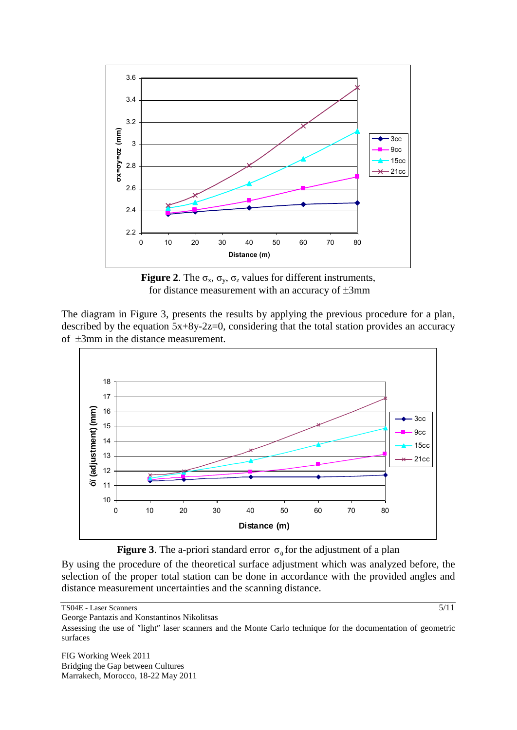**Figure 2**. The $\sigma_x$, $\sigma_y$, $\sigma_z$ values for different instruments, for distance measurement with an accuracy of ±3mm

The diagram in Figure 3, presents the results by applying the previous procedure for a plan, described by the equation 5x+8y-2z=0, considering that the total station provides an accuracy of ±3mm in the distance measurement.

**Figure 3**. The a-priori standard error $\sigma_0$ for the adjustment of a plan

By using the procedure of the theoretical surface adjustment which was analyzed before, the selection of the proper total station can be done in accordance with the provided angles and distance measurement uncertainties and the scanning distance.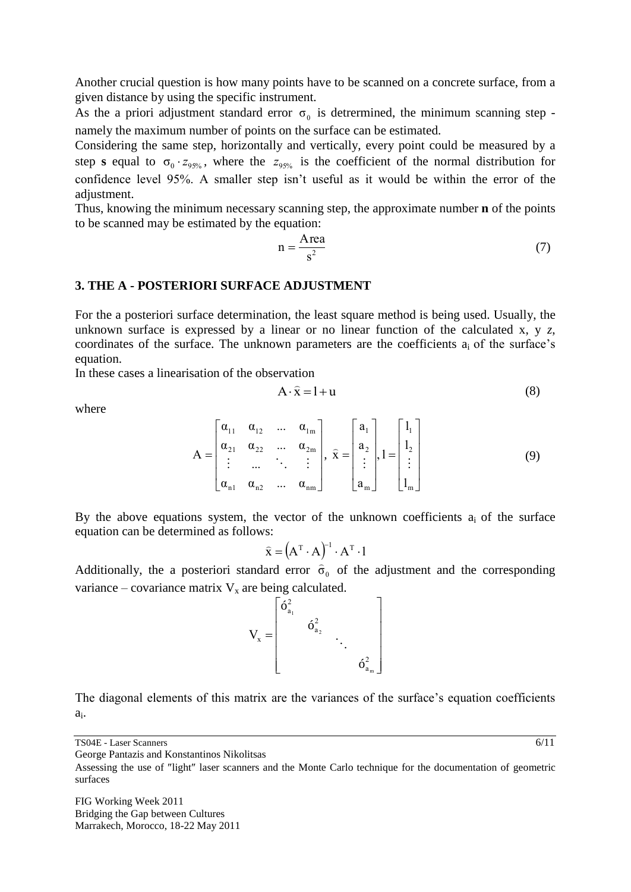Another crucial question is how many points have to be scanned on a concrete surface, from a given distance by using the specific instrument.

As the a priori adjustment standard error $\sigma_0$ is detrermined, the minimum scanning step - namely the maximum number of points on the surface can be estimated.

Considering the same step, horizontally and vertically, every point could be measured by a step **s** equal to $\sigma_0 \cdot z_{95\%}$, where the $z_{95\%}$ is the coefficient of the normal distribution for confidence level 95%. A smaller step isn't useful as it would be within the error of the adjustment.

Thus, knowing the minimum necessary scanning step, the approximate number **n** of the points to be scanned may be estimated by the equation:

$$n = \frac{\text{Area}}{s^2} \tag{7}$$

## 3. THE A - POSTERIORI SURFACE ADJUSTMENT

For the a posteriori surface determination, the least square method is being used. Usually, the unknown surface is expressed by a linear or no linear function of the calculated x, y *z*, coordinates of the surface. The unknown parameters are the coefficients $a_i$ of the surface's equation.

In these cases a linearisation of the observation

$$A \cdot \hat{x} = l + u \tag{8}$$

where

$$A = \begin{bmatrix} \alpha_{11} & \alpha_{12} & \dots & \alpha_{1m} \\ \alpha_{21} & \alpha_{22} & \dots & \alpha_{2m} \\ \vdots & \dots & \ddots & \vdots \\ \alpha_{n1} & \alpha_{n2} & \dots & \alpha_{nm} \end{bmatrix}, \ \hat{x} = \begin{bmatrix} a_1 \\ a_2 \\ \vdots \\ a_m \end{bmatrix}, l = \begin{bmatrix} l_1 \\ l_2 \\ \vdots \\ l_m \end{bmatrix} \tag{9}$$

By the above equations system, the vector of the unknown coefficients $a_i$ of the surface equation can be determined as follows:

$$\hat{x} = \left(A^T \cdot A\right)^{-1} \cdot A^T \cdot l$$

Additionally, the a posteriori standard error $\hat{\sigma}_0$ of the adjustment and the corresponding variance – covariance matrix $V_x$ are being calculated.

$$V_x = \begin{bmatrix} \sigma_{a_1}^2 & & & \\ & \sigma_{a_2}^2 & & \\ & & \ddots & \\ & & & \sigma_{a_m}^2 \end{bmatrix}$$

The diagonal elements of this matrix are the variances of the surface's equation coefficients $a_i$.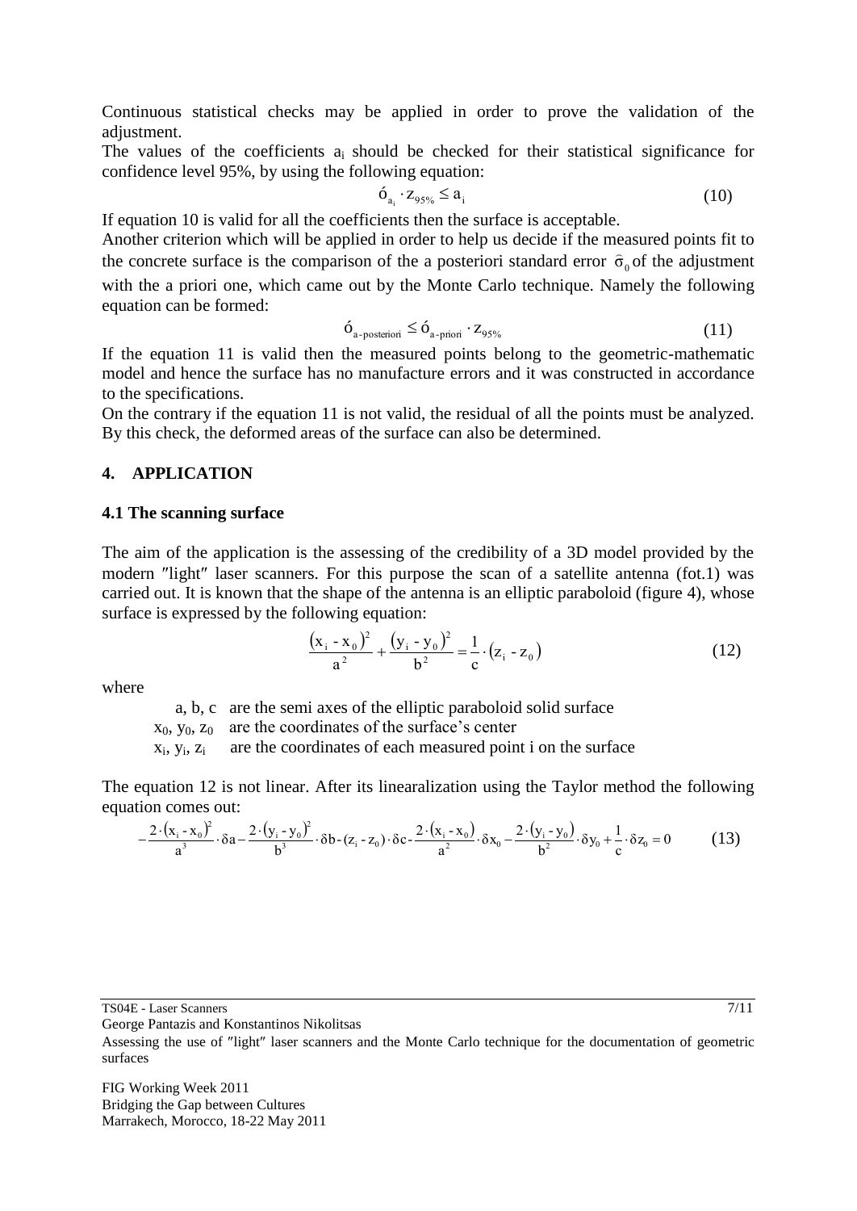Continuous statistical checks may be applied in order to prove the validation of the adjustment.

The values of the coefficients $a_i$ should be checked for their statistical significance for confidence level 95%, by using the following equation:

$$\sigma_{a_i} \cdot z_{95\%} \leq a_i \tag{10}$$

If equation 10 is valid for all the coefficients then the surface is acceptable.

Another criterion which will be applied in order to help us decide if the measured points fit to the concrete surface is the comparison of the a posteriori standard error $\hat{\sigma}_0$ of the adjustment with the a priori one, which came out by the Monte Carlo technique. Namely the following equation can be formed:

$$\sigma_{a\text{-posteriori}} \leq \sigma_{a\text{-priori}} \cdot z_{95\%} \tag{11}$$

If the equation 11 is valid then the measured points belong to the geometric-mathematic model and hence the surface has no manufacture errors and it was constructed in accordance to the specifications.

On the contrary if the equation 11 is not valid, the residual of all the points must be analyzed. By this check, the deformed areas of the surface can also be determined.

## 4. APPLICATION

### 4.1 The scanning surface

The aim of the application is the assessing of the credibility of a 3D model provided by the modern ″light″ laser scanners. For this purpose the scan of a satellite antenna (fot.1) was carried out. It is known that the shape of the antenna is an elliptic paraboloid (figure 4), whose surface is expressed by the following equation:

$$\frac{(x_i - x_0)^2}{a^2} + \frac{(y_i - y_0)^2}{b^2} = \frac{1}{c} \cdot (z_i - z_0) \tag{12}$$

where

- $a, b, c$ are the semi axes of the elliptic paraboloid solid surface
- $x_0, y_0, z_0$ are the coordinates of the surface's center
- $x_i, y_i, z_i$ are the coordinates of each measured point i on the surface

The equation 12 is not linear. After its linearalization using the Taylor method the following equation comes out:

$$-\frac{2 \cdot (x_i - x_0)^2}{a^3} \cdot \delta a - \frac{2 \cdot (y_i - y_0)^2}{b^3} \cdot \delta b - (z_i - z_0) \cdot \delta c - \frac{2 \cdot (x_i - x_0)}{a^2} \cdot \delta x_0 - \frac{2 \cdot (y_i - y_0)}{b^2} \cdot \delta y_0 + \frac{1}{c} \cdot \delta z_0 = 0 \tag{13}$$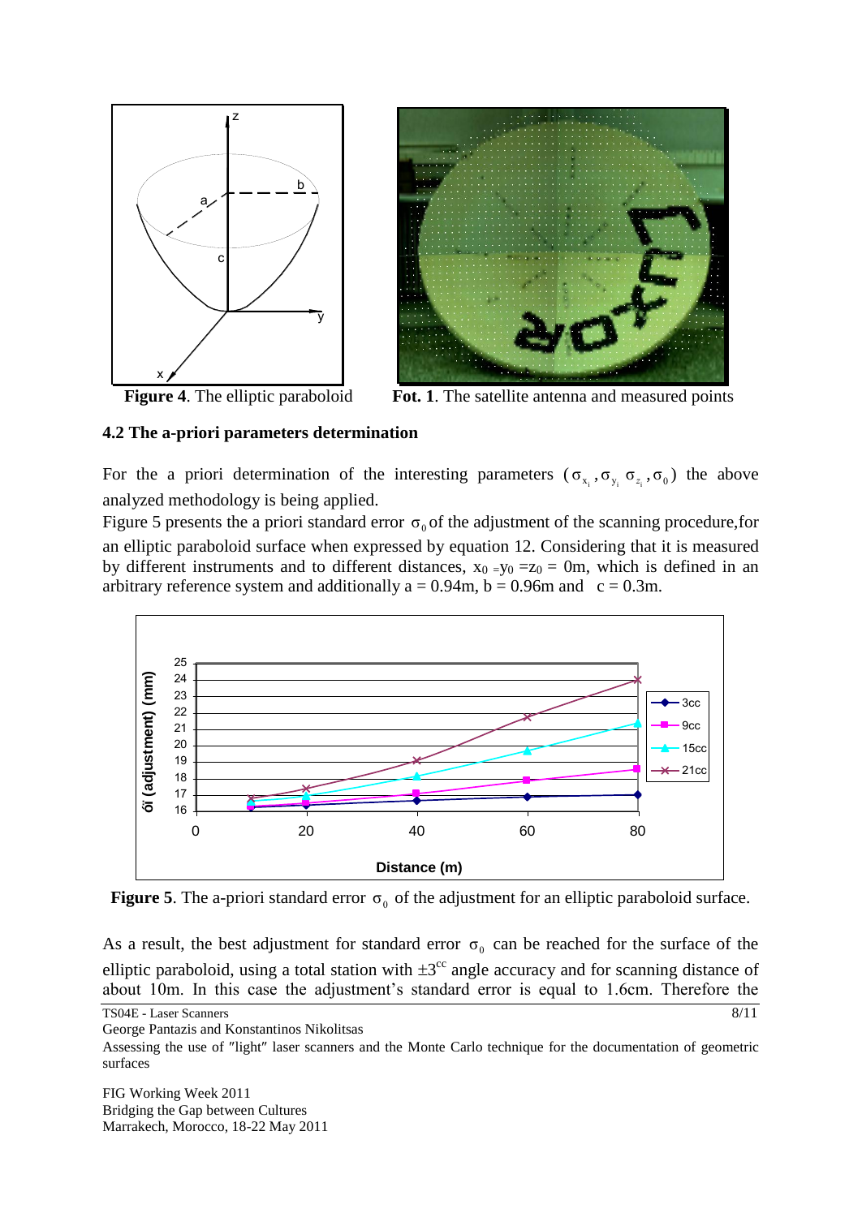**Figure 4**. The elliptic paraboloid

**Fot. 1**. The satellite antenna and measured points

### 4.2 The a-priori parameters determination

For the a priori determination of the interesting parameters $(\sigma_{x_i}, \sigma_{y_i}\ \sigma_{z_i}, \sigma_0)$ the above analyzed methodology is being applied.

Figure 5 presents the a priori standard error $\sigma_0$ of the adjustment of the scanning procedure,for an elliptic paraboloid surface when expressed by equation 12. Considering that it is measured by different instruments and to different distances, $x_0 = y_0 = z_0 = 0$m, which is defined in an arbitrary reference system and additionally a = 0.94m, b = 0.96m and c = 0.3m.

**Figure 5**. The a-priori standard error $\sigma_0$ of the adjustment for an elliptic paraboloid surface.

As a result, the best adjustment for standard error $\sigma_0$ can be reached for the surface of the elliptic paraboloid, using a total station with $\pm 3^{cc}$ angle accuracy and for scanning distance of about 10m. In this case the adjustment's standard error is equal to 1.6cm. Therefore the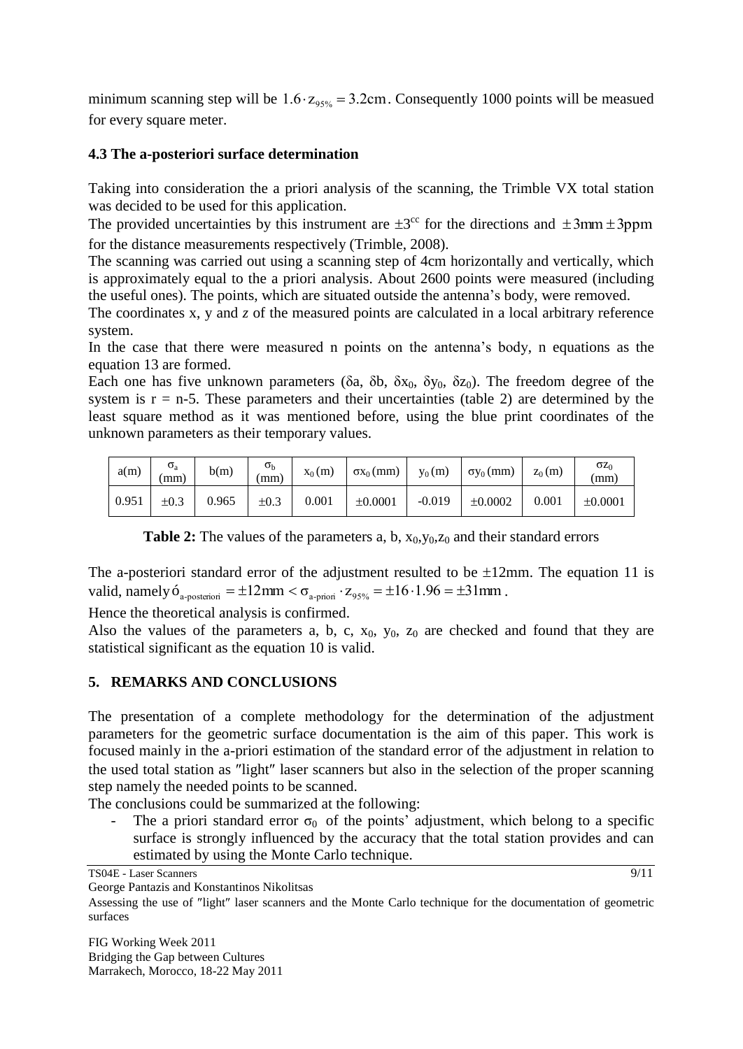minimum scanning step will be $1.6 \cdot z_{95\%} = 3.2\text{cm}$. Consequently 1000 points will be measued for every square meter.

### 4.3 The a-posteriori surface determination

Taking into consideration the a priori analysis of the scanning, the Trimble VX total station was decided to be used for this application.

The provided uncertainties by this instrument are $\pm 3^{cc}$ for the directions and $\pm 3\text{mm} \pm 3\text{ppm}$ for the distance measurements respectively (Trimble, 2008).

The scanning was carried out using a scanning step of 4cm horizontally and vertically, which is approximately equal to the a priori analysis. About 2600 points were measured (including the useful ones). The points, which are situated outside the antenna's body, were removed.

The coordinates x, y and z of the measured points are calculated in a local arbitrary reference system.

In the case that there were measured n points on the antenna's body, n equations as the equation 13 are formed.

Each one has five unknown parameters ($\delta a$, $\delta b$, $\delta x_0$, $\delta y_0$, $\delta z_0$). The freedom degree of the system is $r = n-5$. These parameters and their uncertainties (table 2) are determined by the least square method as it was mentioned before, using the blue print coordinates of the unknown parameters as their temporary values.

| a(m) | $\sigma_a$ (mm) | b(m) | $\sigma_b$ (mm) | $x_0$ (m) | $\sigma x_0$ (mm) | $y_0$ (m) | $\sigma y_0$ (mm) | $z_0$ (m) | $\sigma z_0$ (mm) |
|---|---|---|---|---|---|---|---|---|---|
| 0.951 | ±0.3 | 0.965 | ±0.3 | 0.001 | ±0.0001 | -0.019 | ±0.0002 | 0.001 | ±0.0001 |

**Table 2:** The values of the parameters a, b, $x_0$,$y_0$,$z_0$ and their standard errors

The a-posteriori standard error of the adjustment resulted to be ±12mm. The equation 11 is valid, namely $\sigma_{\text{a-posteriori}} = \pm 12\text{mm} < \sigma_{\text{a-priori}} \cdot z_{95\%} = \pm 16 \cdot 1.96 = \pm 31\text{mm}$.

Hence the theoretical analysis is confirmed.

Also the values of the parameters a, b, c, $x_0$, $y_0$, $z_0$ are checked and found that they are statistical significant as the equation 10 is valid.

## 5. REMARKS AND CONCLUSIONS

The presentation of a complete methodology for the determination of the adjustment parameters for the geometric surface documentation is the aim of this paper. This work is focused mainly in the a-priori estimation of the standard error of the adjustment in relation to the used total station as ″light″ laser scanners but also in the selection of the proper scanning step namely the needed points to be scanned.

The conclusions could be summarized at the following:

- The a priori standard error $\sigma_0$ of the points' adjustment, which belong to a specific surface is strongly influenced by the accuracy that the total station provides and can estimated by using the Monte Carlo technique.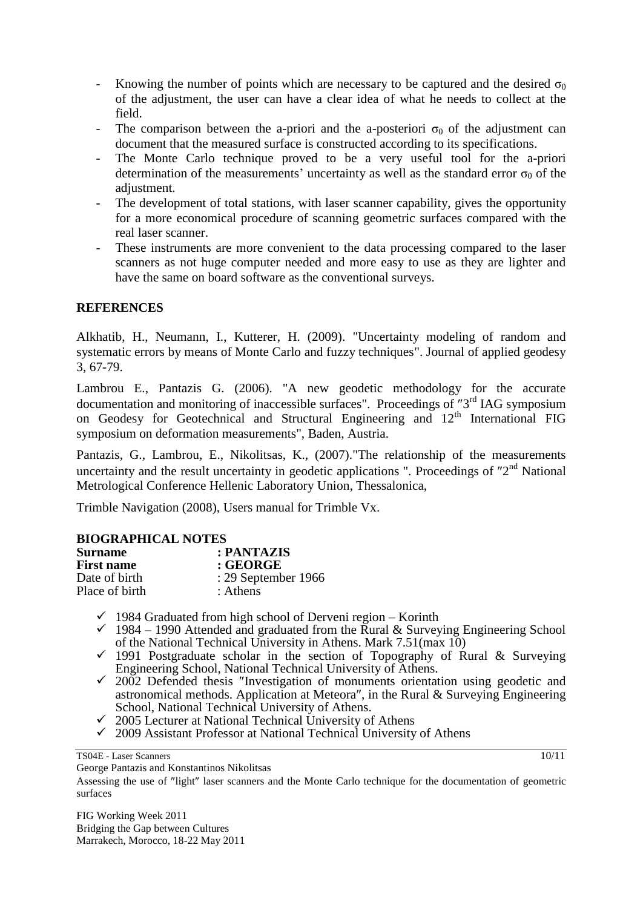- Knowing the number of points which are necessary to be captured and the desired $\sigma_0$ of the adjustment, the user can have a clear idea of what he needs to collect at the field.
- The comparison between the a-priori and the a-posteriori $\sigma_0$ of the adjustment can document that the measured surface is constructed according to its specifications.
- The Monte Carlo technique proved to be a very useful tool for the a-priori determination of the measurements' uncertainty as well as the standard error $\sigma_0$ of the adjustment.
- The development of total stations, with laser scanner capability, gives the opportunity for a more economical procedure of scanning geometric surfaces compared with the real laser scanner.
- These instruments are more convenient to the data processing compared to the laser scanners as not huge computer needed and more easy to use as they are lighter and have the same on board software as the conventional surveys.

## REFERENCES

Alkhatib, H., Neumann, I., Kutterer, H. (2009). "Uncertainty modeling of random and systematic errors by means of Monte Carlo and fuzzy techniques". Journal of applied geodesy 3, 67-79.

Lambrou E., Pantazis G. (2006). "A new geodetic methodology for the accurate documentation and monitoring of inaccessible surfaces". Proceedings of ″3rd IAG symposium on Geodesy for Geotechnical and Structural Engineering and 12th International FIG symposium on deformation measurements", Baden, Austria.

Pantazis, G., Lambrou, E., Nikolitsas, K., (2007)."The relationship of the measurements uncertainty and the result uncertainty in geodetic applications ". Proceedings of ″2nd National Metrological Conference Hellenic Laboratory Union, Thessalonica,

Trimble Navigation (2008), Users manual for Trimble Vx.

## BIOGRAPHICAL NOTES

**Surname** : **PANTAZIS**
**First name** : **GEORGE**
Date of birth : 29 September 1966
Place of birth : Athens

- ✓ 1984 Graduated from high school of Derveni region – Korinth
- ✓ 1984 – 1990 Attended and graduated from the Rural & Surveying Engineering School of the National Technical University in Athens. Mark 7.51(max 10)
- ✓ 1991 Postgraduate scholar in the section of Topography of Rural & Surveying Engineering School, National Technical University of Athens.
- ✓ 2002 Defended thesis ″Investigation of monuments orientation using geodetic and astronomical methods. Application at Meteora″, in the Rural & Surveying Engineering School, National Technical University of Athens.
- ✓ 2005 Lecturer at National Technical University of Athens
- ✓ 2009 Assistant Professor at National Technical University of Athens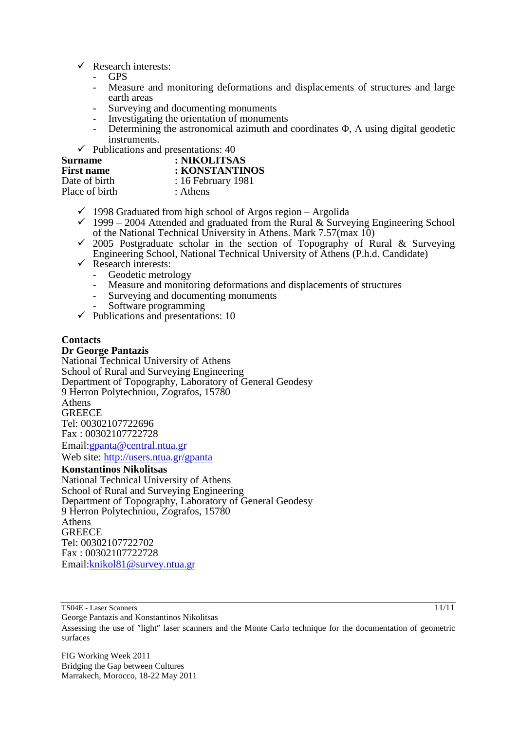- ✓ Research interests:
  - GPS
  - Measure and monitoring deformations and displacements of structures and large earth areas
  - Surveying and documenting monuments
  - Investigating the orientation of monuments
  - Determining the astronomical azimuth and coordinates Φ, Λ using digital geodetic instruments.
- ✓ Publications and presentations: 40

| | |
|---|---|
| **Surname** | **: NIKOLITSAS** |
| **First name** | **: KONSTANTINOS** |
| Date of birth | : 16 February 1981 |
| Place of birth | : Athens |

- ✓ 1998 Graduated from high school of Argos region – Argolida
- ✓ 1999 – 2004 Attended and graduated from the Rural & Surveying Engineering School of the National Technical University in Athens. Mark 7.57(max 10)
- ✓ 2005 Postgraduate scholar in the section of Topography of Rural & Surveying Engineering School, National Technical University of Athens (P.h.d. Candidate)
- ✓ Research interests:
  - Geodetic metrology
  - Measure and monitoring deformations and displacements of structures
  - Surveying and documenting monuments
  - Software programming
- ✓ Publications and presentations: 10

**Contacts**

**Dr George Pantazis**
National Technical University of Athens
School of Rural and Surveying Engineering
Department of Topography, Laboratory of General Geodesy
9 Herron Polytechniou, Zografos, 15780
Athens
GREECE
Tel: 00302107722696
Fax : 00302107722728
Email:gpanta@central.ntua.gr
Web site: http://users.ntua.gr/gpanta

**Konstantinos Nikolitsas**
National Technical University of Athens
School of Rural and Surveying Engineering
Department of Topography, Laboratory of General Geodesy
9 Herron Polytechniou, Zografos, 15780
Athens
GREECE
Tel: 00302107722702
Fax : 00302107722728
Email:knikol81@survey.ntua.gr